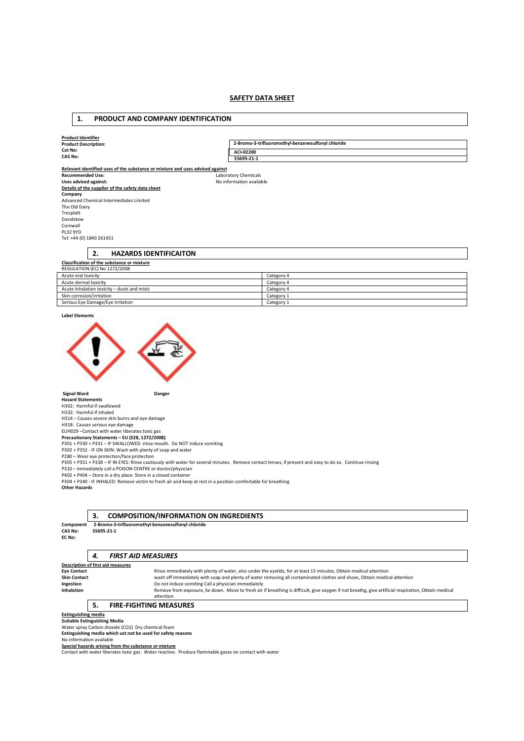# SAFETY DATA SHEET

## 1. PRODUCT AND COMPANY IDENTIFICATION

**Product Identifier**

| | |
|---|---|
| **Product Description:** | **2-Bromo-3-trifluoromethyl-benzenesulfonyl chloride** |
| **Cat No:** | **ACI-02200** |
| **CAS No:** | **55695-21-1** |

**Relevant identified uses of the substance or mixture and uses advised against**

**Recommended Use:** Laboratory Chemicals
**Uses advised against:** No information available

**Details of the supplier of the safety data sheet**

**Company**
Advanced Chemical Intermediates Limited
The Old Dairy
Tresplatt
Davidstow
Cornwall
PL32 9YD
Tel: +44 (0) 1840 261451

## 2. HAZARDS IDENTIFICAITON

**Classification of the substance or mixture**

REGULATION (EC) No 1272/2008

| | |
|---|---|
| Acute oral toxicity | Category 4 |
| Acute dermal toxicity | Category 4 |
| Acute Inhalation toxicity – dusts and mists | Category 4 |
| Skin corrosion/irritation | Category 1 |
| Serious Eye Damage/Eye Irritation | Category 1 |

**Label Elements**

**Signal Word** **Danger**

**Hazard Statements**

H302: Harmful if swallowed
H332: Harmful if inhaled
H314 – Causes severe skin burns and eye damage
H318: Causes serious eye damage
EUH029 –Contact with water liberates toxic gas

**Precautionary Statements – EU (S28, 1272/2008)**

P301 + P330 + P331 – IF SWALLOWED :rinse mouth. Do NOT induce vomiting
P302 + P352 - IF ON SKIN: Wash with plenty of soap and water
P280 – Wear eye protection/face protection
P305 + P351 + P338 – IF IN EYES: Rinse cautiously with water for several minutes. Remove contact lenses, if present and easy to do so. Continue rinsing
P310 – Immediately call a POISON CENTRE or doctor/physician
P402 + P404 – Store in a dry place. Store in a closed container
P304 + P340 - IF INHALED: Remove victim to fresh air and keep at rest in a position comfortable for breathing

**Other Hazards**

## 3. COMPOSITION/INFORMATION ON INGREDIENTS

**Component** **2-Bromo-3-trifluoromethyl-benzenesulfonyl chloride**
**CAS No:** **55695-21-1**
**EC No:**

## *4. FIRST AID MEASURES*

**Description of first aid measures**

| | |
|---|---|
| **Eye Contact** | Rinse immediately with plenty of water, also under the eyelids, for at least 15 minutes, Obtain medical attention |
| **Skin Contact** | wash off immediately with soap and plenty of water removing all contaminated clothes and shoes, Obtain medical attention |
| **Ingestion** | Do not induce vomiting Call a physician immediately |
| **Inhalation** | Remove from exposure, lie down. Move to fresh air if breathing is difficult, give oxygen if not breathg, give artificial respiration, Obtain medical attention |

## 5. FIRE-FIGHTING MEASURES

**Extinguishing media**

**Suitable Extinguishing Media**

Water spray Carbon dioxide (CO2) Dry chemical foam

**Extinguishing media which must not be used for safety reasons**

No information available

**Special hazards arising from the substance or mixture**

Contact with water liberates toxic gas. Water reactive. Produce flammable gases on contact with water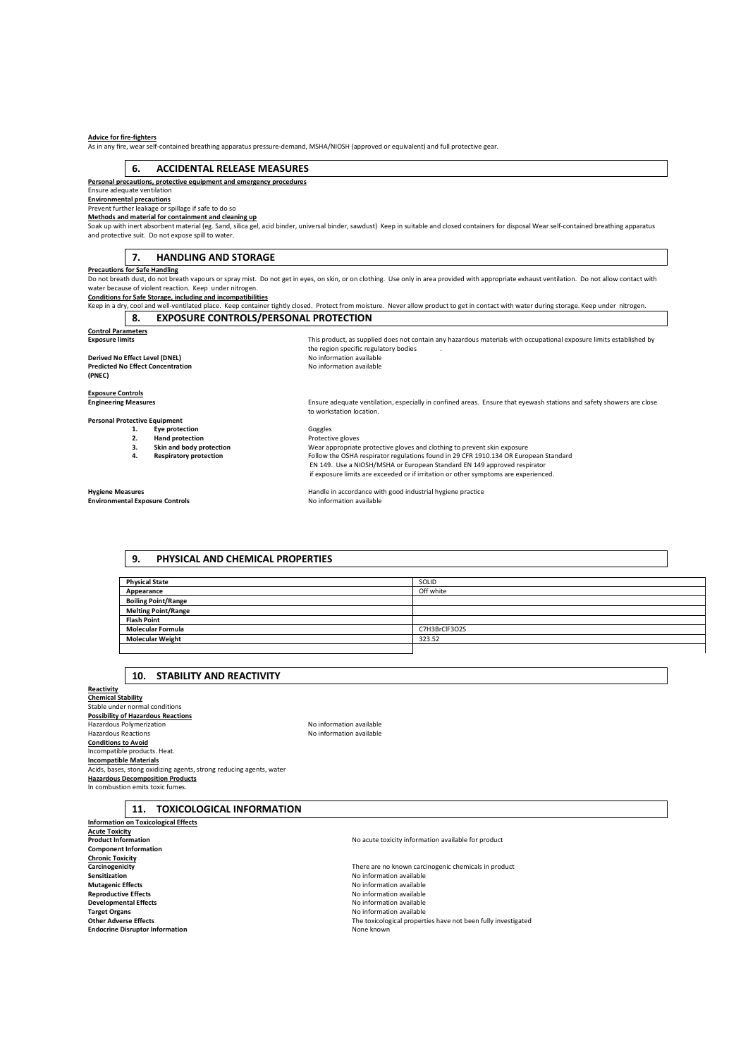**Advice for fire-fighters**

As in any fire, wear self-contained breathing apparatus pressure-demand, MSHA/NIOSH (approved or equivalent) and full protective gear.

## 6. ACCIDENTAL RELEASE MEASURES

**Personal precautions, protective equipment and emergency procedures**

Ensure adequate ventilation

**Environmental precautions**

Prevent further leakage or spillage if safe to do so

**Methods and material for containment and cleaning up**

Soak up with inert absorbent material (eg. Sand, silica gel, acid binder, universal binder, sawdust) Keep in suitable and closed containers for disposal Wear self-contained breathing apparatus and protective suit. Do not expose spill to water.

## 7. HANDLING AND STORAGE

**Precautions for Safe Handling**

Do not breath dust, do not breath vapours or spray mist. Do not get in eyes, on skin, or on clothing. Use only in area provided with appropriate exhaust ventilation. Do not allow contact with water because of violent reaction. Keep under nitrogen.

**Conditions for Safe Storage, including and incompatibilities**

Keep in a dry, cool and well-ventilated place. Keep container tightly closed. Protect from moisture. Never allow product to get in contact with water during storage. Keep under nitrogen.

## 8. EXPOSURE CONTROLS/PERSONAL PROTECTION

**Control Parameters**

**Exposure limits** — This product, as supplied does not contain any hazardous materials with occupational exposure limits established by the region specific regulatory bodies .

**Derived No Effect Level (DNEL)** — No information available

**Predicted No Effect Concentration (PNEC)** — No information available

**Exposure Controls**

**Engineering Measures** — Ensure adequate ventilation, especially in confined areas. Ensure that eyewash stations and safety showers are close to workstation location.

**Personal Protective Equipment**

1. **Eye protection** — Goggles
2. **Hand protection** — Protective gloves
3. **Skin and body protection** — Wear appropriate protective gloves and clothing to prevent skin exposure
4. **Respiratory protection** — Follow the OSHA respirator regulations found in 29 CFR 1910.134 OR European Standard EN 149. Use a NIOSH/MSHA or European Standard EN 149 approved respirator if exposure limits are exceeded or if irritation or other symptoms are experienced.

**Hygiene Measures** — Handle in accordance with good industrial hygiene practice

**Environmental Exposure Controls** — No information available

## 9. PHYSICAL AND CHEMICAL PROPERTIES

| Property | Value |
|---|---|
| **Physical State** | SOLID |
| **Appearance** | Off white |
| **Boiling Point/Range** | |
| **Melting Point/Range** | |
| **Flash Point** | |
| **Molecular Formula** | C7H3BrClF3O2S |
| **Molecular Weight** | 323.52 |
| | |

## 10. STABILITY AND REACTIVITY

**Reactivity**

**Chemical Stability**

Stable under normal conditions

**Possibility of Hazardous Reactions**

Hazardous Polymerization — No information available

Hazardous Reactions — No information available

**Conditions to Avoid**

Incompatible products. Heat.

**Incompatible Materials**

Acids, bases, stong oxidizing agents, strong reducing agents, water

**Hazardous Decomposition Products**

In combustion emits toxic fumes.

## 11. TOXICOLOGICAL INFORMATION

**Information on Toxicological Effects**

**Acute Toxicity**

**Product Information** — No acute toxicity information available for product

**Component Information**

**Chronic Toxicity**

**Carcinogenicity** — There are no known carcinogenic chemicals in product

**Sensitization** — No information available

**Mutagenic Effects** — No information available

**Reproductive Effects** — No information available

**Developmental Effects** — No information available

**Target Organs** — No information available

**Other Adverse Effects** — The toxicological properties have not been fully investigated

**Endocrine Disruptor Information** — None known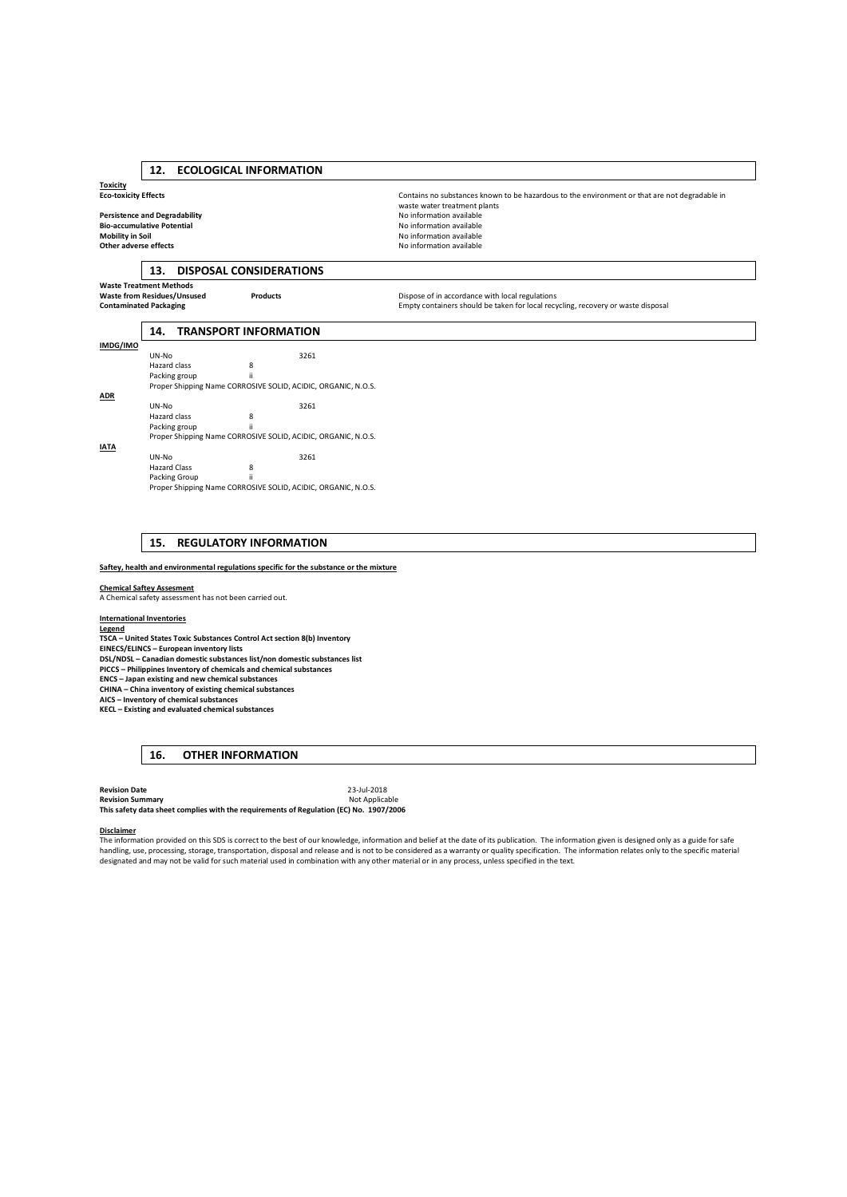## 12. ECOLOGICAL INFORMATION

**Toxicity**

| | |
|---|---|
| **Eco-toxicity Effects** | Contains no substances known to be hazardous to the environment or that are not degradable in waste water treatment plants |
| **Persistence and Degradability** | No information available |
| **Bio-accumulative Potential** | No information available |
| **Mobility in Soil** | No information available |
| **Other adverse effects** | No information available |

## 13. DISPOSAL CONSIDERATIONS

**Waste Treatment Methods**

| | | |
|---|---|---|
| **Waste from Residues/Unused** | **Products** | Dispose of in accordance with local regulations |
| **Contaminated Packaging** | | Empty containers should be taken for local recycling, recovery or waste disposal |

## 14. TRANSPORT INFORMATION

**IMDG/IMO**

| | | |
|---|---|---|
| UN-No | | 3261 |
| Hazard class | 8 | |
| Packing group | ii | |

Proper Shipping Name CORROSIVE SOLID, ACIDIC, ORGANIC, N.O.S.

**ADR**

| | | |
|---|---|---|
| UN-No | | 3261 |
| Hazard class | 8 | |
| Packing group | ii | |

Proper Shipping Name CORROSIVE SOLID, ACIDIC, ORGANIC, N.O.S.

**IATA**

| | | |
|---|---|---|
| UN-No | | 3261 |
| Hazard Class | 8 | |
| Packing Group | ii | |

Proper Shipping Name CORROSIVE SOLID, ACIDIC, ORGANIC, N.O.S.

## 15. REGULATORY INFORMATION

**Saftey, health and environmental regulations specific for the substance or the mixture**

**Chemical Saftey Assesment**

A Chemical safety assessment has not been carried out.

**International Inventories**

**Legend**

**TSCA – United States Toxic Substances Control Act section 8(b) Inventory**
**EINECS/ELINCS – European inventory lists**
**DSL/NDSL – Canadian domestic substances list/non domestic substances list**
**PICCS – Philippines Inventory of chemicals and chemical substances**
**ENCS – Japan existing and new chemical substances**
**CHINA – China inventory of existing chemical substances**
**AICS – Inventory of chemical substances**
**KECL – Existing and evaluated chemical substances**

## 16. OTHER INFORMATION

| | |
|---|---|
| **Revision Date** | 23-Jul-2018 |
| **Revision Summary** | Not Applicable |

**This safety data sheet complies with the requirements of Regulation (EC) No. 1907/2006**

**Disclaimer**

The information provided on this SDS is correct to the best of our knowledge, information and belief at the date of its publication. The information given is designed only as a guide for safe handling, use, processing, storage, transportation, disposal and release and is not to be considered as a warranty or quality specification. The information relates only to the specific material designated and may not be valid for such material used in combination with any other material or in any process, unless specified in the text.